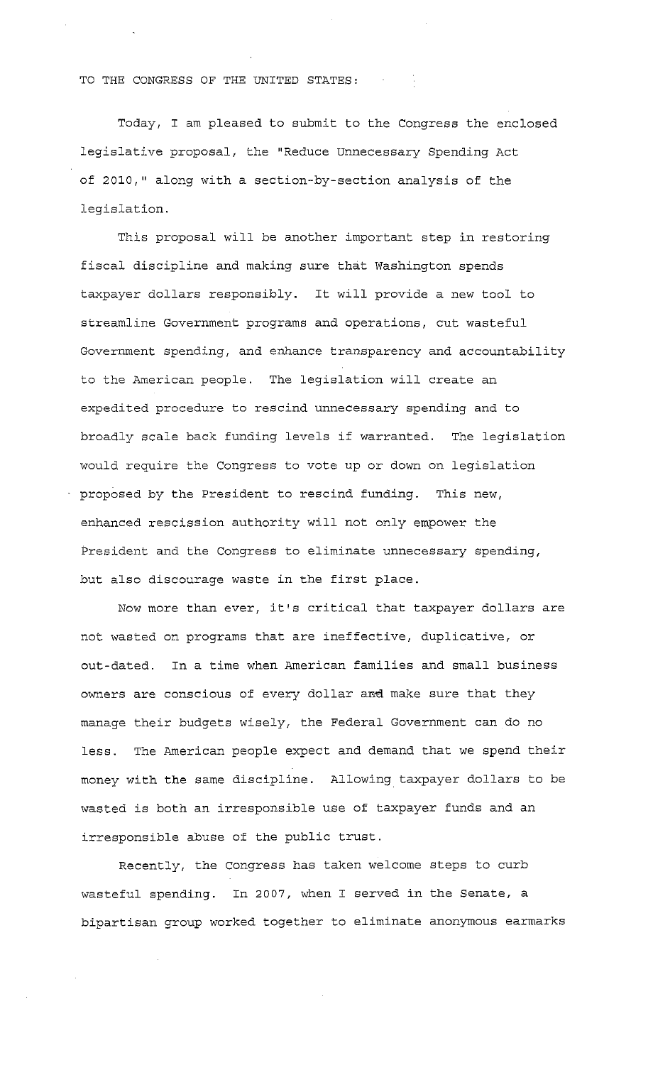TO THE CONGRESS OF THE UNITED STATES:

Today, I am pleased to submit to the Congress the enclosed legislative proposal, the "Reduce Unnecessary Spending Act of 2010," along with a section-by-section analysis of the legislation.

This proposal will be another important step in restoring fiscal discipline and making sure that Washington spends taxpayer dollars responsibly. It will provide a new tool to streamline Government programs and operations, cut wasteful Government spending, and enhance transparency and accountability to the American people. The legislation will create an expedited procedure to rescind unnecessary spending and to broadly scale back funding levels if warranted. The legislation would require the Congress to vote up or down on legislation proposed by the President to rescind funding. This new, enhanced rescission authority will not only empower the President and the Congress to eliminate unnecessary spending, but also discourage waste in the first place.

Now more than ever, it's critical that taxpayer dollars are not wasted on programs that are ineffective, duplicative, or out-dated. In a time when American families and small business owners are conscious of every dollar and make sure that they manage their budgets wisely, the Federal Government can do no less. The American people expect and demand that we spend their money with the same discipline. Allowing taxpayer dollars to be wasted is both an irresponsible use of taxpayer funds and an irresponsible abuse of the public trust.

Recently, the Congress has taken welcome steps to curb wasteful spending. In 2007, when I served in the Senate, a bipartisan group worked together to eliminate anonymous earmarks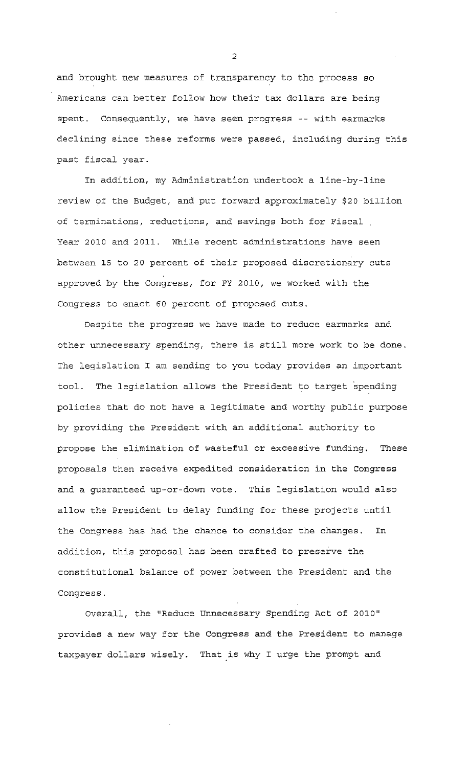and brought new measures of transparency to the process so Americans can better follow how their tax dollars are being spent. Consequently, we have seen progress -- with earmarks declining since these reforms were passed, including during this past fiscal year.

In addition, my Administration undertook a line-by-line review of the Budget, and put forward approximately $20 billion of terminations, reductions, and savings both for Fiscal Year 2010 and 2011. While recent administrations have seen between 15 to 20 percent of their proposed discretionary cuts approved by the Congress, for FY 2010, we worked with the Congress to enact 60 percent of proposed cuts.

Despite the progress we have made to reduce earmarks and other unnecessary spending, there is still more work to be done. The legislation I am sending to you today provides an important tool. The legislation allows the President to target spending policies that do not have a legitimate and worthy public purpose by providing the President with an additional authority to propose the elimination of wasteful or excessive funding. These proposals then receive expedited consideration in the Congress and a guaranteed up-or-down vote. This legislation would also allow the President to delay funding for these projects until the Congress has had the chance to consider the changes. In addition, this proposal has been crafted to preserve the constitutional balance of power between the President and the Congress.

Overall, the "Reduce Unnecessary Spending Act of 2010" provides a new way for the Congress and the President to manage taxpayer dollars wisely. That is why I urge the prompt and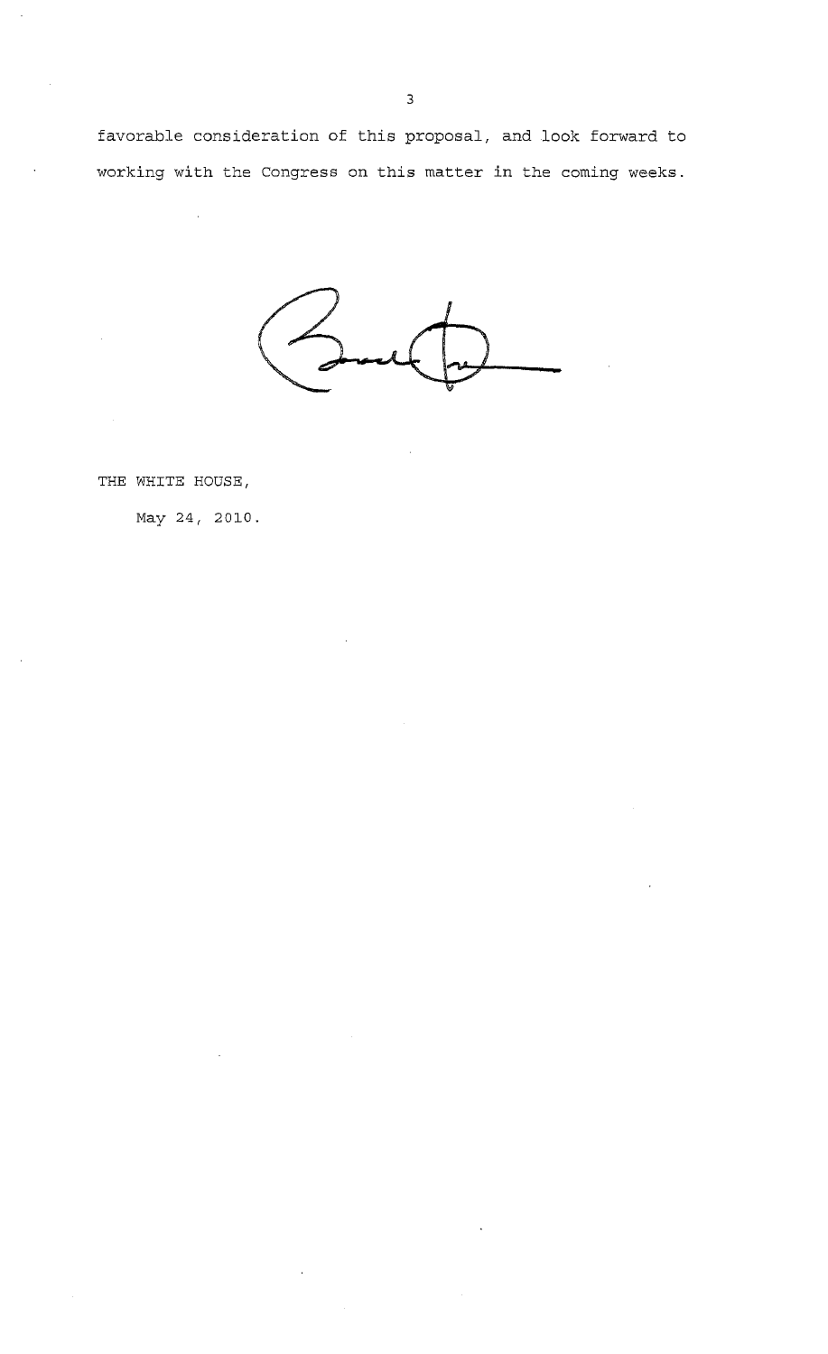favorable consideration of this proposal, and look forward to working with the Congress on this matter in the coming weeks.

THE WHITE HOUSE,

May 24, 2010.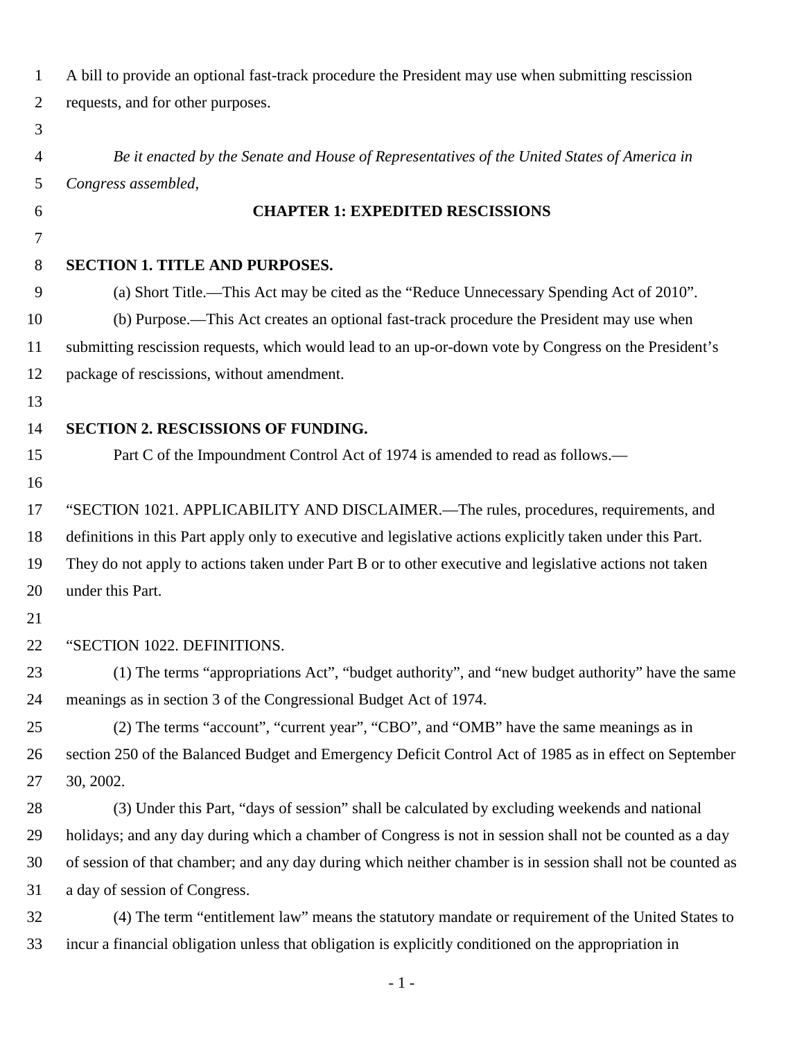A bill to provide an optional fast-track procedure the President may use when submitting rescission requests, and for other purposes.

*Be it enacted by the Senate and House of Representatives of the United States of America in Congress assembled,*

## CHAPTER 1: EXPEDITED RESCISSIONS

### SECTION 1. TITLE AND PURPOSES.

(a) Short Title.—This Act may be cited as the "Reduce Unnecessary Spending Act of 2010".

(b) Purpose.—This Act creates an optional fast-track procedure the President may use when submitting rescission requests, which would lead to an up-or-down vote by Congress on the President's package of rescissions, without amendment.

### SECTION 2. RESCISSIONS OF FUNDING.

Part C of the Impoundment Control Act of 1974 is amended to read as follows.—

"SECTION 1021. APPLICABILITY AND DISCLAIMER.—The rules, procedures, requirements, and definitions in this Part apply only to executive and legislative actions explicitly taken under this Part. They do not apply to actions taken under Part B or to other executive and legislative actions not taken under this Part.

"SECTION 1022. DEFINITIONS.

(1) The terms "appropriations Act", "budget authority", and "new budget authority" have the same meanings as in section 3 of the Congressional Budget Act of 1974.

(2) The terms "account", "current year", "CBO", and "OMB" have the same meanings as in section 250 of the Balanced Budget and Emergency Deficit Control Act of 1985 as in effect on September 30, 2002.

(3) Under this Part, "days of session" shall be calculated by excluding weekends and national holidays; and any day during which a chamber of Congress is not in session shall not be counted as a day of session of that chamber; and any day during which neither chamber is in session shall not be counted as a day of session of Congress.

(4) The term "entitlement law" means the statutory mandate or requirement of the United States to incur a financial obligation unless that obligation is explicitly conditioned on the appropriation in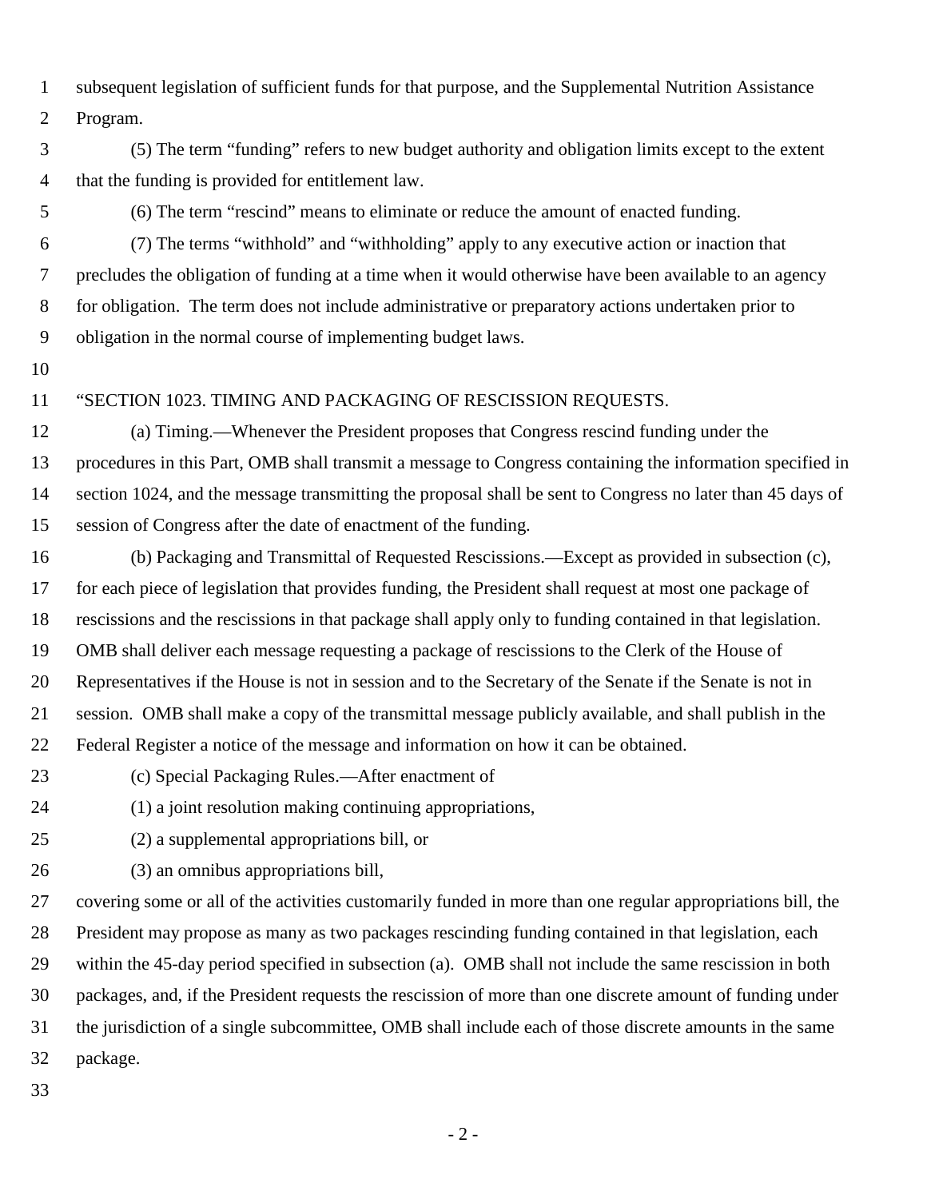subsequent legislation of sufficient funds for that purpose, and the Supplemental Nutrition Assistance Program.

(5) The term "funding" refers to new budget authority and obligation limits except to the extent that the funding is provided for entitlement law.

(6) The term "rescind" means to eliminate or reduce the amount of enacted funding.

(7) The terms "withhold" and "withholding" apply to any executive action or inaction that precludes the obligation of funding at a time when it would otherwise have been available to an agency for obligation. The term does not include administrative or preparatory actions undertaken prior to obligation in the normal course of implementing budget laws.

"SECTION 1023. TIMING AND PACKAGING OF RESCISSION REQUESTS.

(a) Timing.—Whenever the President proposes that Congress rescind funding under the procedures in this Part, OMB shall transmit a message to Congress containing the information specified in section 1024, and the message transmitting the proposal shall be sent to Congress no later than 45 days of session of Congress after the date of enactment of the funding.

(b) Packaging and Transmittal of Requested Rescissions.—Except as provided in subsection (c), for each piece of legislation that provides funding, the President shall request at most one package of rescissions and the rescissions in that package shall apply only to funding contained in that legislation. OMB shall deliver each message requesting a package of rescissions to the Clerk of the House of Representatives if the House is not in session and to the Secretary of the Senate if the Senate is not in session. OMB shall make a copy of the transmittal message publicly available, and shall publish in the Federal Register a notice of the message and information on how it can be obtained.

(c) Special Packaging Rules.—After enactment of

(1) a joint resolution making continuing appropriations,

(2) a supplemental appropriations bill, or

(3) an omnibus appropriations bill,

covering some or all of the activities customarily funded in more than one regular appropriations bill, the President may propose as many as two packages rescinding funding contained in that legislation, each within the 45-day period specified in subsection (a). OMB shall not include the same rescission in both packages, and, if the President requests the rescission of more than one discrete amount of funding under the jurisdiction of a single subcommittee, OMB shall include each of those discrete amounts in the same package.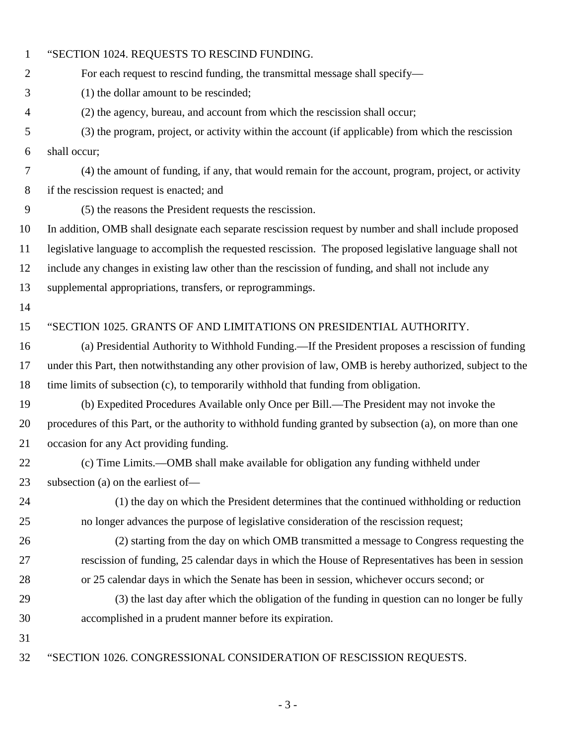"SECTION 1024. REQUESTS TO RESCIND FUNDING.

For each request to rescind funding, the transmittal message shall specify—

(1) the dollar amount to be rescinded;

(2) the agency, bureau, and account from which the rescission shall occur;

(3) the program, project, or activity within the account (if applicable) from which the rescission shall occur;

(4) the amount of funding, if any, that would remain for the account, program, project, or activity if the rescission request is enacted; and

(5) the reasons the President requests the rescission.

In addition, OMB shall designate each separate rescission request by number and shall include proposed legislative language to accomplish the requested rescission. The proposed legislative language shall not include any changes in existing law other than the rescission of funding, and shall not include any supplemental appropriations, transfers, or reprogrammings.

"SECTION 1025. GRANTS OF AND LIMITATIONS ON PRESIDENTIAL AUTHORITY.

(a) Presidential Authority to Withhold Funding.—If the President proposes a rescission of funding under this Part, then notwithstanding any other provision of law, OMB is hereby authorized, subject to the time limits of subsection (c), to temporarily withhold that funding from obligation.

(b) Expedited Procedures Available only Once per Bill.—The President may not invoke the procedures of this Part, or the authority to withhold funding granted by subsection (a), on more than one occasion for any Act providing funding.

(c) Time Limits.—OMB shall make available for obligation any funding withheld under subsection (a) on the earliest of—

(1) the day on which the President determines that the continued withholding or reduction no longer advances the purpose of legislative consideration of the rescission request;

(2) starting from the day on which OMB transmitted a message to Congress requesting the rescission of funding, 25 calendar days in which the House of Representatives has been in session or 25 calendar days in which the Senate has been in session, whichever occurs second; or

(3) the last day after which the obligation of the funding in question can no longer be fully accomplished in a prudent manner before its expiration.

"SECTION 1026. CONGRESSIONAL CONSIDERATION OF RESCISSION REQUESTS.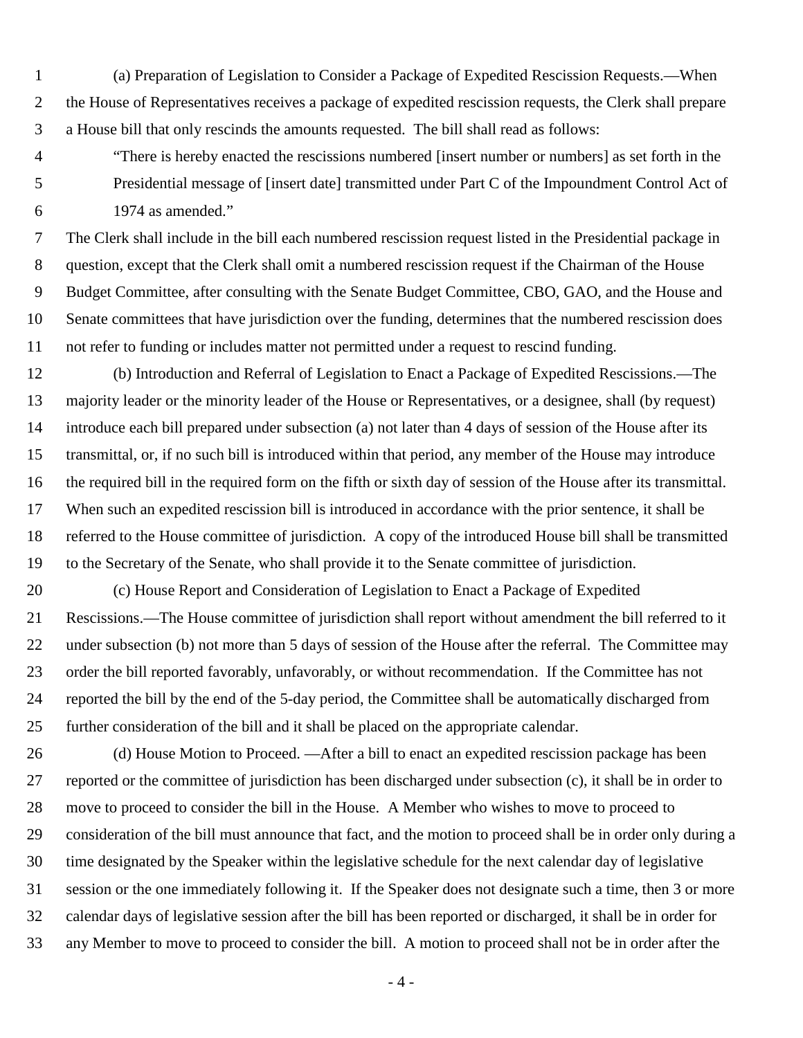(a) Preparation of Legislation to Consider a Package of Expedited Rescission Requests.—When the House of Representatives receives a package of expedited rescission requests, the Clerk shall prepare a House bill that only rescinds the amounts requested. The bill shall read as follows:

> "There is hereby enacted the rescissions numbered [insert number or numbers] as set forth in the Presidential message of [insert date] transmitted under Part C of the Impoundment Control Act of 1974 as amended."

The Clerk shall include in the bill each numbered rescission request listed in the Presidential package in question, except that the Clerk shall omit a numbered rescission request if the Chairman of the House Budget Committee, after consulting with the Senate Budget Committee, CBO, GAO, and the House and Senate committees that have jurisdiction over the funding, determines that the numbered rescission does not refer to funding or includes matter not permitted under a request to rescind funding.

(b) Introduction and Referral of Legislation to Enact a Package of Expedited Rescissions.—The majority leader or the minority leader of the House or Representatives, or a designee, shall (by request) introduce each bill prepared under subsection (a) not later than 4 days of session of the House after its transmittal, or, if no such bill is introduced within that period, any member of the House may introduce the required bill in the required form on the fifth or sixth day of session of the House after its transmittal. When such an expedited rescission bill is introduced in accordance with the prior sentence, it shall be referred to the House committee of jurisdiction. A copy of the introduced House bill shall be transmitted to the Secretary of the Senate, who shall provide it to the Senate committee of jurisdiction.

(c) House Report and Consideration of Legislation to Enact a Package of Expedited Rescissions.—The House committee of jurisdiction shall report without amendment the bill referred to it under subsection (b) not more than 5 days of session of the House after the referral. The Committee may order the bill reported favorably, unfavorably, or without recommendation. If the Committee has not reported the bill by the end of the 5-day period, the Committee shall be automatically discharged from further consideration of the bill and it shall be placed on the appropriate calendar.

(d) House Motion to Proceed. —After a bill to enact an expedited rescission package has been reported or the committee of jurisdiction has been discharged under subsection (c), it shall be in order to move to proceed to consider the bill in the House. A Member who wishes to move to proceed to consideration of the bill must announce that fact, and the motion to proceed shall be in order only during a time designated by the Speaker within the legislative schedule for the next calendar day of legislative session or the one immediately following it. If the Speaker does not designate such a time, then 3 or more calendar days of legislative session after the bill has been reported or discharged, it shall be in order for any Member to move to proceed to consider the bill. A motion to proceed shall not be in order after the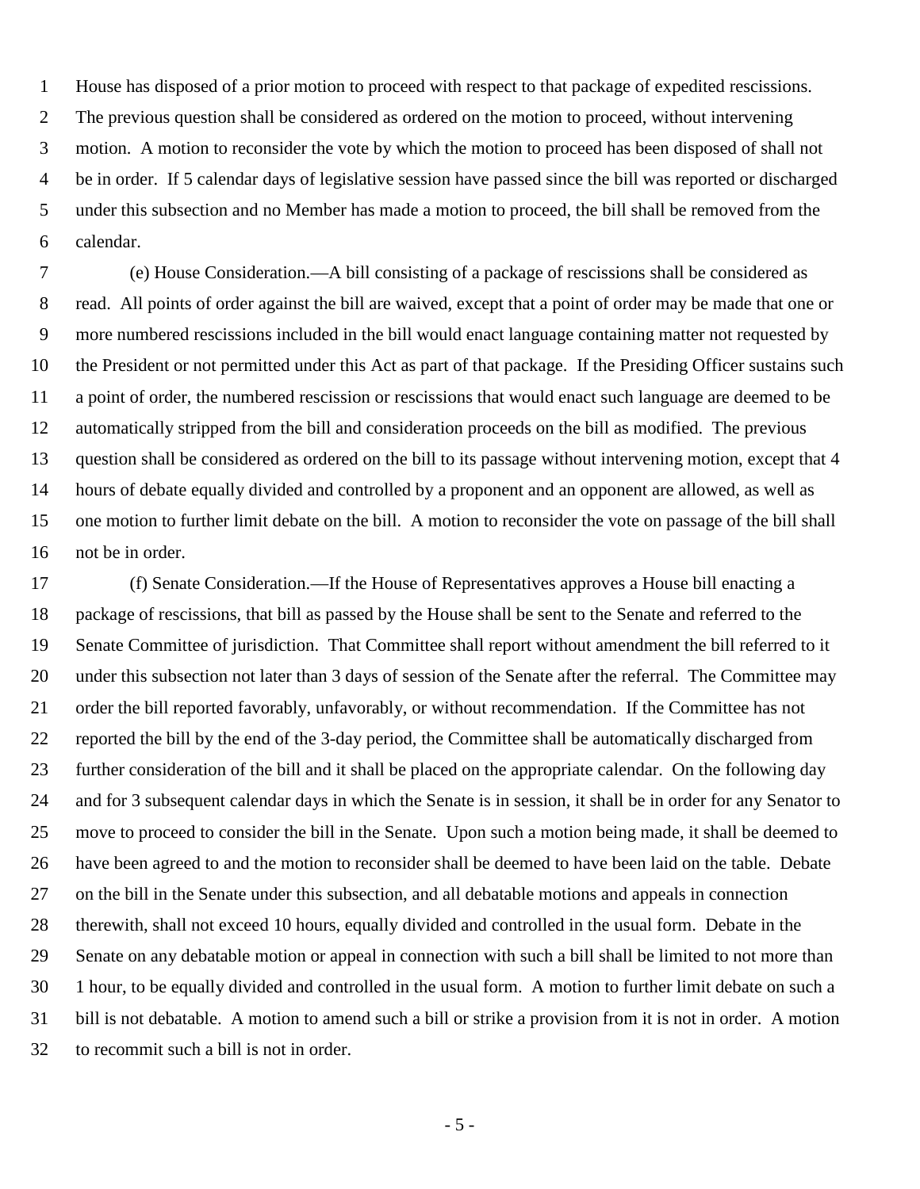House has disposed of a prior motion to proceed with respect to that package of expedited rescissions. The previous question shall be considered as ordered on the motion to proceed, without intervening motion. A motion to reconsider the vote by which the motion to proceed has been disposed of shall not be in order. If 5 calendar days of legislative session have passed since the bill was reported or discharged under this subsection and no Member has made a motion to proceed, the bill shall be removed from the calendar.

(e) House Consideration.—A bill consisting of a package of rescissions shall be considered as read. All points of order against the bill are waived, except that a point of order may be made that one or more numbered rescissions included in the bill would enact language containing matter not requested by the President or not permitted under this Act as part of that package. If the Presiding Officer sustains such a point of order, the numbered rescission or rescissions that would enact such language are deemed to be automatically stripped from the bill and consideration proceeds on the bill as modified. The previous question shall be considered as ordered on the bill to its passage without intervening motion, except that 4 hours of debate equally divided and controlled by a proponent and an opponent are allowed, as well as one motion to further limit debate on the bill. A motion to reconsider the vote on passage of the bill shall not be in order.

(f) Senate Consideration.—If the House of Representatives approves a House bill enacting a package of rescissions, that bill as passed by the House shall be sent to the Senate and referred to the Senate Committee of jurisdiction. That Committee shall report without amendment the bill referred to it under this subsection not later than 3 days of session of the Senate after the referral. The Committee may order the bill reported favorably, unfavorably, or without recommendation. If the Committee has not reported the bill by the end of the 3-day period, the Committee shall be automatically discharged from further consideration of the bill and it shall be placed on the appropriate calendar. On the following day and for 3 subsequent calendar days in which the Senate is in session, it shall be in order for any Senator to move to proceed to consider the bill in the Senate. Upon such a motion being made, it shall be deemed to have been agreed to and the motion to reconsider shall be deemed to have been laid on the table. Debate on the bill in the Senate under this subsection, and all debatable motions and appeals in connection therewith, shall not exceed 10 hours, equally divided and controlled in the usual form. Debate in the Senate on any debatable motion or appeal in connection with such a bill shall be limited to not more than 1 hour, to be equally divided and controlled in the usual form. A motion to further limit debate on such a bill is not debatable. A motion to amend such a bill or strike a provision from it is not in order. A motion to recommit such a bill is not in order.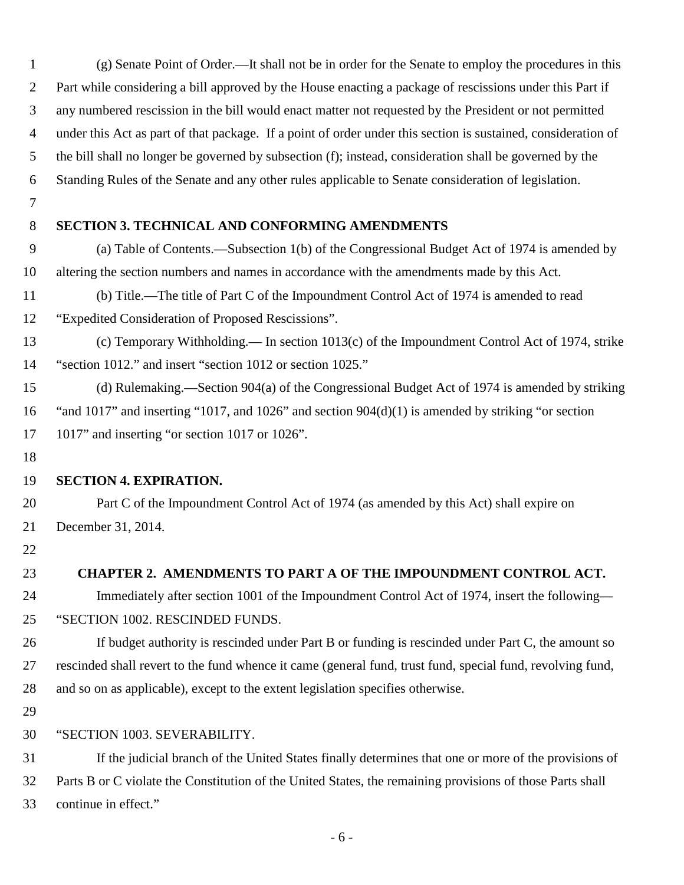(g) Senate Point of Order.—It shall not be in order for the Senate to employ the procedures in this Part while considering a bill approved by the House enacting a package of rescissions under this Part if any numbered rescission in the bill would enact matter not requested by the President or not permitted under this Act as part of that package. If a point of order under this section is sustained, consideration of the bill shall no longer be governed by subsection (f); instead, consideration shall be governed by the Standing Rules of the Senate and any other rules applicable to Senate consideration of legislation.

**SECTION 3. TECHNICAL AND CONFORMING AMENDMENTS**

(a) Table of Contents.—Subsection 1(b) of the Congressional Budget Act of 1974 is amended by altering the section numbers and names in accordance with the amendments made by this Act.

(b) Title.—The title of Part C of the Impoundment Control Act of 1974 is amended to read "Expedited Consideration of Proposed Rescissions".

(c) Temporary Withholding.— In section 1013(c) of the Impoundment Control Act of 1974, strike "section 1012." and insert "section 1012 or section 1025."

(d) Rulemaking.—Section 904(a) of the Congressional Budget Act of 1974 is amended by striking "and 1017" and inserting "1017, and 1026" and section 904(d)(1) is amended by striking "or section 1017" and inserting "or section 1017 or 1026".

**SECTION 4. EXPIRATION.**

Part C of the Impoundment Control Act of 1974 (as amended by this Act) shall expire on December 31, 2014.

## CHAPTER 2. AMENDMENTS TO PART A OF THE IMPOUNDMENT CONTROL ACT.

Immediately after section 1001 of the Impoundment Control Act of 1974, insert the following—

"SECTION 1002. RESCINDED FUNDS.

If budget authority is rescinded under Part B or funding is rescinded under Part C, the amount so rescinded shall revert to the fund whence it came (general fund, trust fund, special fund, revolving fund, and so on as applicable), except to the extent legislation specifies otherwise.

"SECTION 1003. SEVERABILITY.

If the judicial branch of the United States finally determines that one or more of the provisions of Parts B or C violate the Constitution of the United States, the remaining provisions of those Parts shall continue in effect."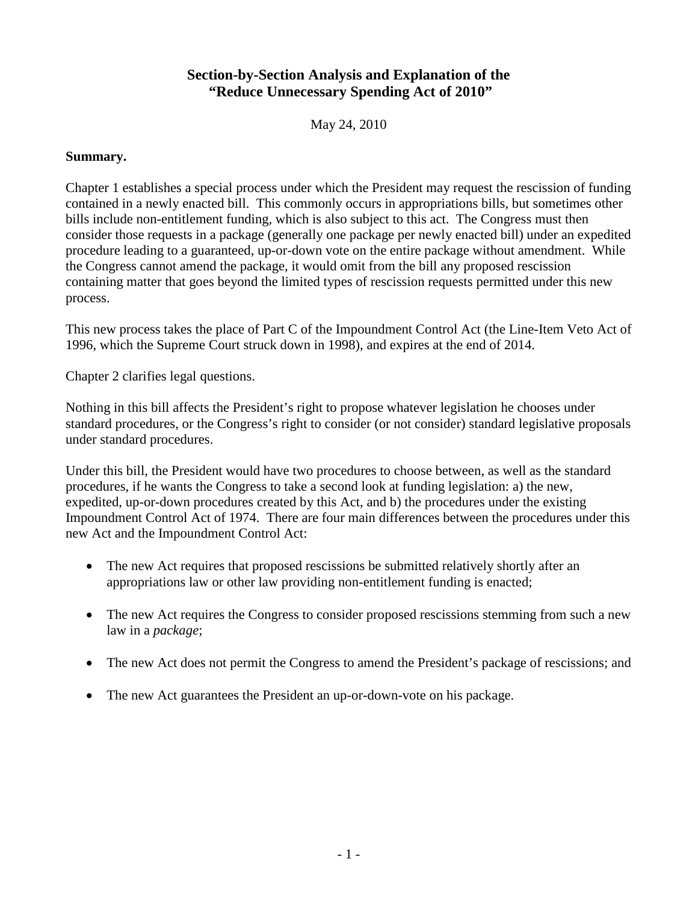# Section-by-Section Analysis and Explanation of the "Reduce Unnecessary Spending Act of 2010"

May 24, 2010

**Summary.**

Chapter 1 establishes a special process under which the President may request the rescission of funding contained in a newly enacted bill. This commonly occurs in appropriations bills, but sometimes other bills include non-entitlement funding, which is also subject to this act. The Congress must then consider those requests in a package (generally one package per newly enacted bill) under an expedited procedure leading to a guaranteed, up-or-down vote on the entire package without amendment. While the Congress cannot amend the package, it would omit from the bill any proposed rescission containing matter that goes beyond the limited types of rescission requests permitted under this new process.

This new process takes the place of Part C of the Impoundment Control Act (the Line-Item Veto Act of 1996, which the Supreme Court struck down in 1998), and expires at the end of 2014.

Chapter 2 clarifies legal questions.

Nothing in this bill affects the President's right to propose whatever legislation he chooses under standard procedures, or the Congress's right to consider (or not consider) standard legislative proposals under standard procedures.

Under this bill, the President would have two procedures to choose between, as well as the standard procedures, if he wants the Congress to take a second look at funding legislation: a) the new, expedited, up-or-down procedures created by this Act, and b) the procedures under the existing Impoundment Control Act of 1974. There are four main differences between the procedures under this new Act and the Impoundment Control Act:

- The new Act requires that proposed rescissions be submitted relatively shortly after an appropriations law or other law providing non-entitlement funding is enacted;
- The new Act requires the Congress to consider proposed rescissions stemming from such a new law in a *package*;
- The new Act does not permit the Congress to amend the President's package of rescissions; and
- The new Act guarantees the President an up-or-down-vote on his package.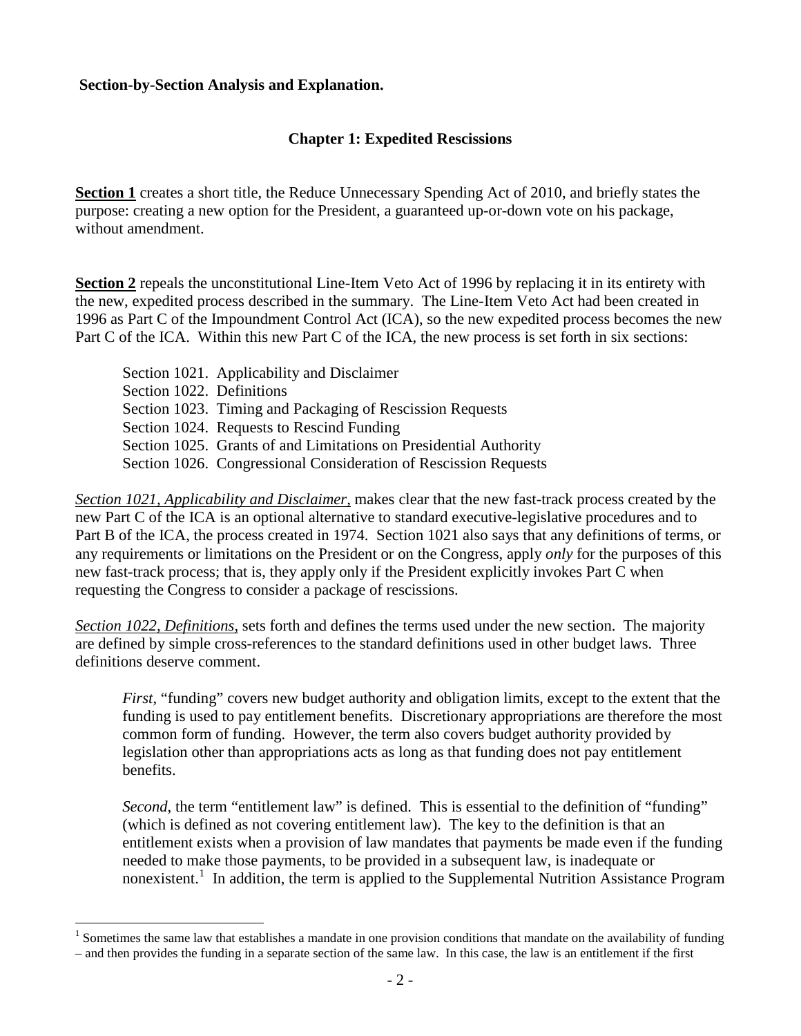**Section-by-Section Analysis and Explanation.**

## Chapter 1: Expedited Rescissions

**Section 1** creates a short title, the Reduce Unnecessary Spending Act of 2010, and briefly states the purpose: creating a new option for the President, a guaranteed up-or-down vote on his package, without amendment.

**Section 2** repeals the unconstitutional Line-Item Veto Act of 1996 by replacing it in its entirety with the new, expedited process described in the summary. The Line-Item Veto Act had been created in 1996 as Part C of the Impoundment Control Act (ICA), so the new expedited process becomes the new Part C of the ICA. Within this new Part C of the ICA, the new process is set forth in six sections:

Section 1021. Applicability and Disclaimer
Section 1022. Definitions
Section 1023. Timing and Packaging of Rescission Requests
Section 1024. Requests to Rescind Funding
Section 1025. Grants of and Limitations on Presidential Authority
Section 1026. Congressional Consideration of Rescission Requests

*Section 1021, Applicability and Disclaimer,* makes clear that the new fast-track process created by the new Part C of the ICA is an optional alternative to standard executive-legislative procedures and to Part B of the ICA, the process created in 1974. Section 1021 also says that any definitions of terms, or any requirements or limitations on the President or on the Congress, apply *only* for the purposes of this new fast-track process; that is, they apply only if the President explicitly invokes Part C when requesting the Congress to consider a package of rescissions.

*Section 1022, Definitions,* sets forth and defines the terms used under the new section. The majority are defined by simple cross-references to the standard definitions used in other budget laws. Three definitions deserve comment.

> *First*, "funding" covers new budget authority and obligation limits, except to the extent that the funding is used to pay entitlement benefits. Discretionary appropriations are therefore the most common form of funding. However, the term also covers budget authority provided by legislation other than appropriations acts as long as that funding does not pay entitlement benefits.
>
> *Second*, the term "entitlement law" is defined. This is essential to the definition of "funding" (which is defined as not covering entitlement law). The key to the definition is that an entitlement exists when a provision of law mandates that payments be made even if the funding needed to make those payments, to be provided in a subsequent law, is inadequate or nonexistent.[1] In addition, the term is applied to the Supplemental Nutrition Assistance Program

[1] Sometimes the same law that establishes a mandate in one provision conditions that mandate on the availability of funding – and then provides the funding in a separate section of the same law. In this case, the law is an entitlement if the first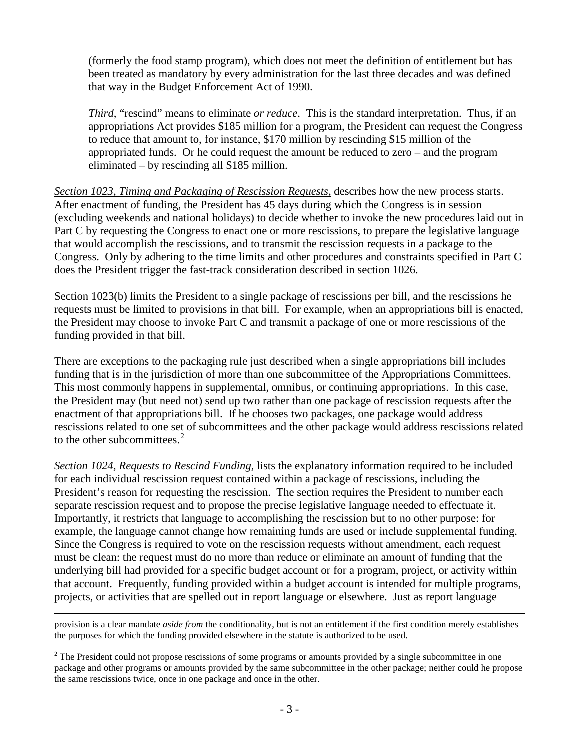(formerly the food stamp program), which does not meet the definition of entitlement but has been treated as mandatory by every administration for the last three decades and was defined that way in the Budget Enforcement Act of 1990.

> *Third*, "rescind" means to eliminate *or reduce*. This is the standard interpretation. Thus, if an appropriations Act provides $185 million for a program, the President can request the Congress to reduce that amount to, for instance, $170 million by rescinding $15 million of the appropriated funds. Or he could request the amount be reduced to zero – and the program eliminated – by rescinding all $185 million.

_Section 1023, Timing and Packaging of Rescission Requests,_ describes how the new process starts. After enactment of funding, the President has 45 days during which the Congress is in session (excluding weekends and national holidays) to decide whether to invoke the new procedures laid out in Part C by requesting the Congress to enact one or more rescissions, to prepare the legislative language that would accomplish the rescissions, and to transmit the rescission requests in a package to the Congress. Only by adhering to the time limits and other procedures and constraints specified in Part C does the President trigger the fast-track consideration described in section 1026.

Section 1023(b) limits the President to a single package of rescissions per bill, and the rescissions he requests must be limited to provisions in that bill. For example, when an appropriations bill is enacted, the President may choose to invoke Part C and transmit a package of one or more rescissions of the funding provided in that bill.

There are exceptions to the packaging rule just described when a single appropriations bill includes funding that is in the jurisdiction of more than one subcommittee of the Appropriations Committees. This most commonly happens in supplemental, omnibus, or continuing appropriations. In this case, the President may (but need not) send up two rather than one package of rescission requests after the enactment of that appropriations bill. If he chooses two packages, one package would address rescissions related to one set of subcommittees and the other package would address rescissions related to the other subcommittees.[2]

_Section 1024, Requests to Rescind Funding,_ lists the explanatory information required to be included for each individual rescission request contained within a package of rescissions, including the President's reason for requesting the rescission. The section requires the President to number each separate rescission request and to propose the precise legislative language needed to effectuate it. Importantly, it restricts that language to accomplishing the rescission but to no other purpose: for example, the language cannot change how remaining funds are used or include supplemental funding. Since the Congress is required to vote on the rescission requests without amendment, each request must be clean: the request must do no more than reduce or eliminate an amount of funding that the underlying bill had provided for a specific budget account or for a program, project, or activity within that account. Frequently, funding provided within a budget account is intended for multiple programs, projects, or activities that are spelled out in report language or elsewhere. Just as report language

---

provision is a clear mandate *aside from* the conditionality, but is not an entitlement if the first condition merely establishes the purposes for which the funding provided elsewhere in the statute is authorized to be used.

[2] The President could not propose rescissions of some programs or amounts provided by a single subcommittee in one package and other programs or amounts provided by the same subcommittee in the other package; neither could he propose the same rescissions twice, once in one package and once in the other.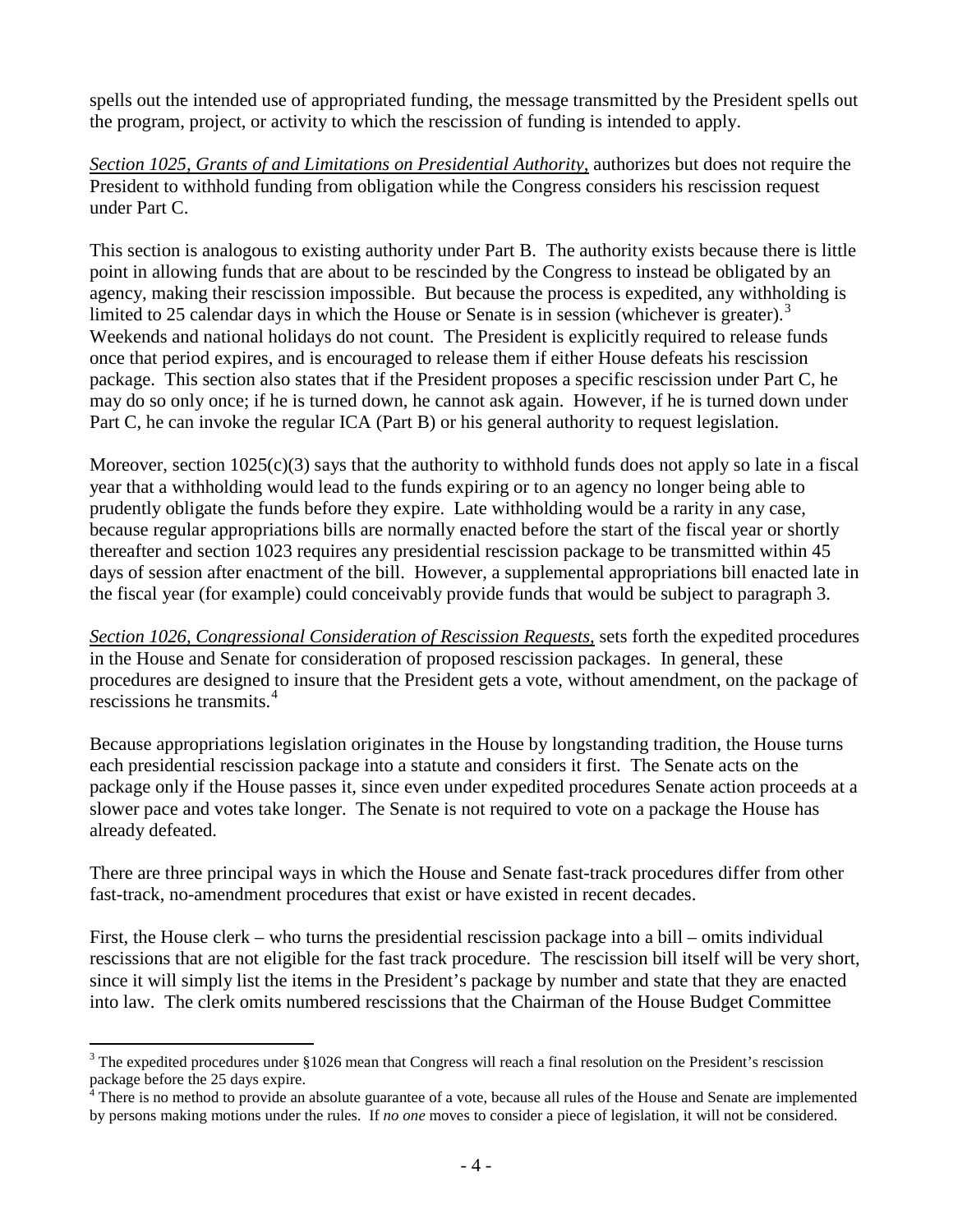spells out the intended use of appropriated funding, the message transmitted by the President spells out the program, project, or activity to which the rescission of funding is intended to apply.

*Section 1025, Grants of and Limitations on Presidential Authority,* authorizes but does not require the President to withhold funding from obligation while the Congress considers his rescission request under Part C.

This section is analogous to existing authority under Part B. The authority exists because there is little point in allowing funds that are about to be rescinded by the Congress to instead be obligated by an agency, making their rescission impossible. But because the process is expedited, any withholding is limited to 25 calendar days in which the House or Senate is in session (whichever is greater).[3] Weekends and national holidays do not count. The President is explicitly required to release funds once that period expires, and is encouraged to release them if either House defeats his rescission package. This section also states that if the President proposes a specific rescission under Part C, he may do so only once; if he is turned down, he cannot ask again. However, if he is turned down under Part C, he can invoke the regular ICA (Part B) or his general authority to request legislation.

Moreover, section 1025(c)(3) says that the authority to withhold funds does not apply so late in a fiscal year that a withholding would lead to the funds expiring or to an agency no longer being able to prudently obligate the funds before they expire. Late withholding would be a rarity in any case, because regular appropriations bills are normally enacted before the start of the fiscal year or shortly thereafter and section 1023 requires any presidential rescission package to be transmitted within 45 days of session after enactment of the bill. However, a supplemental appropriations bill enacted late in the fiscal year (for example) could conceivably provide funds that would be subject to paragraph 3.

*Section 1026, Congressional Consideration of Rescission Requests,* sets forth the expedited procedures in the House and Senate for consideration of proposed rescission packages. In general, these procedures are designed to insure that the President gets a vote, without amendment, on the package of rescissions he transmits.[4]

Because appropriations legislation originates in the House by longstanding tradition, the House turns each presidential rescission package into a statute and considers it first. The Senate acts on the package only if the House passes it, since even under expedited procedures Senate action proceeds at a slower pace and votes take longer. The Senate is not required to vote on a package the House has already defeated.

There are three principal ways in which the House and Senate fast-track procedures differ from other fast-track, no-amendment procedures that exist or have existed in recent decades.

First, the House clerk – who turns the presidential rescission package into a bill – omits individual rescissions that are not eligible for the fast track procedure. The rescission bill itself will be very short, since it will simply list the items in the President's package by number and state that they are enacted into law. The clerk omits numbered rescissions that the Chairman of the House Budget Committee

---

[3] The expedited procedures under §1026 mean that Congress will reach a final resolution on the President's rescission package before the 25 days expire.

[4] There is no method to provide an absolute guarantee of a vote, because all rules of the House and Senate are implemented by persons making motions under the rules. If *no one* moves to consider a piece of legislation, it will not be considered.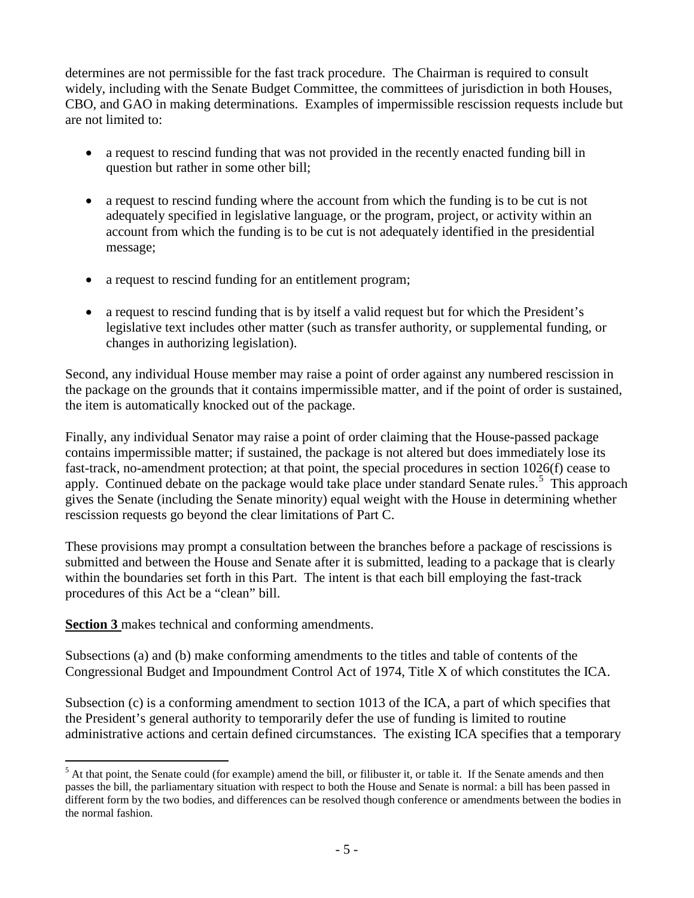determines are not permissible for the fast track procedure. The Chairman is required to consult widely, including with the Senate Budget Committee, the committees of jurisdiction in both Houses, CBO, and GAO in making determinations. Examples of impermissible rescission requests include but are not limited to:

- a request to rescind funding that was not provided in the recently enacted funding bill in question but rather in some other bill;
- a request to rescind funding where the account from which the funding is to be cut is not adequately specified in legislative language, or the program, project, or activity within an account from which the funding is to be cut is not adequately identified in the presidential message;
- a request to rescind funding for an entitlement program;
- a request to rescind funding that is by itself a valid request but for which the President's legislative text includes other matter (such as transfer authority, or supplemental funding, or changes in authorizing legislation).

Second, any individual House member may raise a point of order against any numbered rescission in the package on the grounds that it contains impermissible matter, and if the point of order is sustained, the item is automatically knocked out of the package.

Finally, any individual Senator may raise a point of order claiming that the House-passed package contains impermissible matter; if sustained, the package is not altered but does immediately lose its fast-track, no-amendment protection; at that point, the special procedures in section 1026(f) cease to apply. Continued debate on the package would take place under standard Senate rules.[5] This approach gives the Senate (including the Senate minority) equal weight with the House in determining whether rescission requests go beyond the clear limitations of Part C.

These provisions may prompt a consultation between the branches before a package of rescissions is submitted and between the House and Senate after it is submitted, leading to a package that is clearly within the boundaries set forth in this Part. The intent is that each bill employing the fast-track procedures of this Act be a "clean" bill.

**Section 3** makes technical and conforming amendments.

Subsections (a) and (b) make conforming amendments to the titles and table of contents of the Congressional Budget and Impoundment Control Act of 1974, Title X of which constitutes the ICA.

Subsection (c) is a conforming amendment to section 1013 of the ICA, a part of which specifies that the President's general authority to temporarily defer the use of funding is limited to routine administrative actions and certain defined circumstances. The existing ICA specifies that a temporary

[5] At that point, the Senate could (for example) amend the bill, or filibuster it, or table it. If the Senate amends and then passes the bill, the parliamentary situation with respect to both the House and Senate is normal: a bill has been passed in different form by the two bodies, and differences can be resolved though conference or amendments between the bodies in the normal fashion.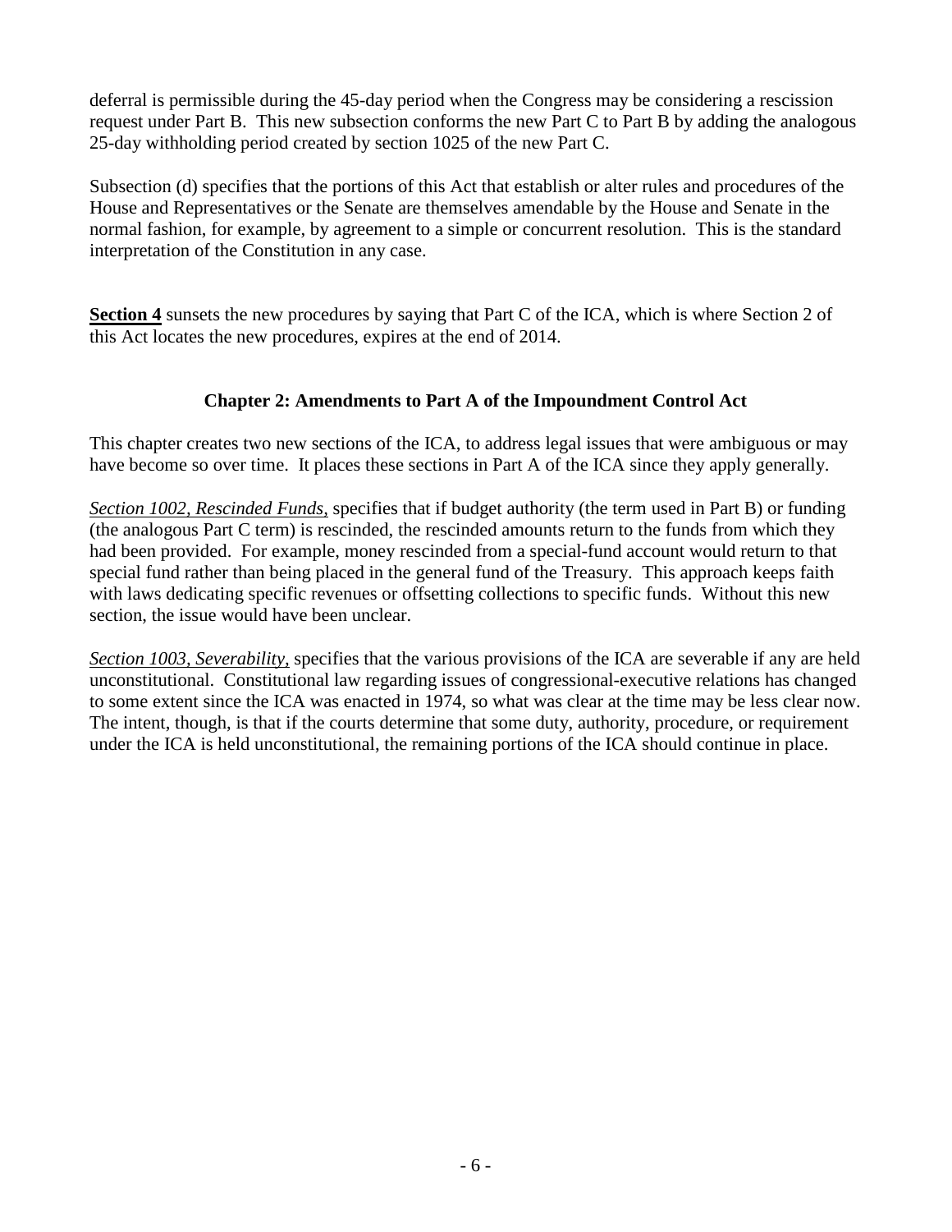deferral is permissible during the 45-day period when the Congress may be considering a rescission request under Part B. This new subsection conforms the new Part C to Part B by adding the analogous 25-day withholding period created by section 1025 of the new Part C.

Subsection (d) specifies that the portions of this Act that establish or alter rules and procedures of the House and Representatives or the Senate are themselves amendable by the House and Senate in the normal fashion, for example, by agreement to a simple or concurrent resolution. This is the standard interpretation of the Constitution in any case.

**Section 4** sunsets the new procedures by saying that Part C of the ICA, which is where Section 2 of this Act locates the new procedures, expires at the end of 2014.

## Chapter 2: Amendments to Part A of the Impoundment Control Act

This chapter creates two new sections of the ICA, to address legal issues that were ambiguous or may have become so over time. It places these sections in Part A of the ICA since they apply generally.

*Section 1002, Rescinded Funds,* specifies that if budget authority (the term used in Part B) or funding (the analogous Part C term) is rescinded, the rescinded amounts return to the funds from which they had been provided. For example, money rescinded from a special-fund account would return to that special fund rather than being placed in the general fund of the Treasury. This approach keeps faith with laws dedicating specific revenues or offsetting collections to specific funds. Without this new section, the issue would have been unclear.

*Section 1003, Severability,* specifies that the various provisions of the ICA are severable if any are held unconstitutional. Constitutional law regarding issues of congressional-executive relations has changed to some extent since the ICA was enacted in 1974, so what was clear at the time may be less clear now. The intent, though, is that if the courts determine that some duty, authority, procedure, or requirement under the ICA is held unconstitutional, the remaining portions of the ICA should continue in place.